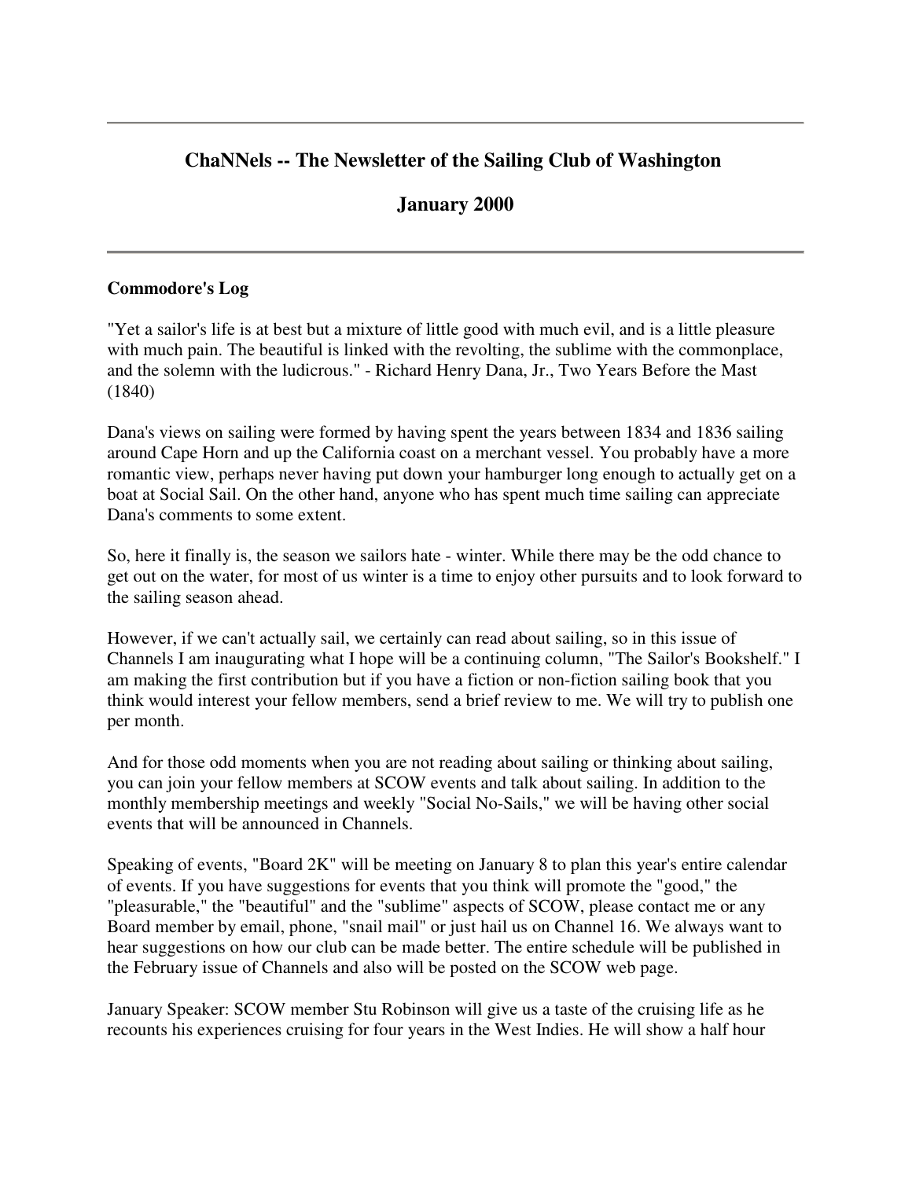---

## ChaNNels -- The Newsletter of the Sailing Club of Washington

## January 2000

---

**Commodore's Log**

"Yet a sailor's life is at best but a mixture of little good with much evil, and is a little pleasure with much pain. The beautiful is linked with the revolting, the sublime with the commonplace, and the solemn with the ludicrous." - Richard Henry Dana, Jr., Two Years Before the Mast (1840)

Dana's views on sailing were formed by having spent the years between 1834 and 1836 sailing around Cape Horn and up the California coast on a merchant vessel. You probably have a more romantic view, perhaps never having put down your hamburger long enough to actually get on a boat at Social Sail. On the other hand, anyone who has spent much time sailing can appreciate Dana's comments to some extent.

So, here it finally is, the season we sailors hate - winter. While there may be the odd chance to get out on the water, for most of us winter is a time to enjoy other pursuits and to look forward to the sailing season ahead.

However, if we can't actually sail, we certainly can read about sailing, so in this issue of Channels I am inaugurating what I hope will be a continuing column, "The Sailor's Bookshelf." I am making the first contribution but if you have a fiction or non-fiction sailing book that you think would interest your fellow members, send a brief review to me. We will try to publish one per month.

And for those odd moments when you are not reading about sailing or thinking about sailing, you can join your fellow members at SCOW events and talk about sailing. In addition to the monthly membership meetings and weekly "Social No-Sails," we will be having other social events that will be announced in Channels.

Speaking of events, "Board 2K" will be meeting on January 8 to plan this year's entire calendar of events. If you have suggestions for events that you think will promote the "good," the "pleasurable," the "beautiful" and the "sublime" aspects of SCOW, please contact me or any Board member by email, phone, "snail mail" or just hail us on Channel 16. We always want to hear suggestions on how our club can be made better. The entire schedule will be published in the February issue of Channels and also will be posted on the SCOW web page.

January Speaker: SCOW member Stu Robinson will give us a taste of the cruising life as he recounts his experiences cruising for four years in the West Indies. He will show a half hour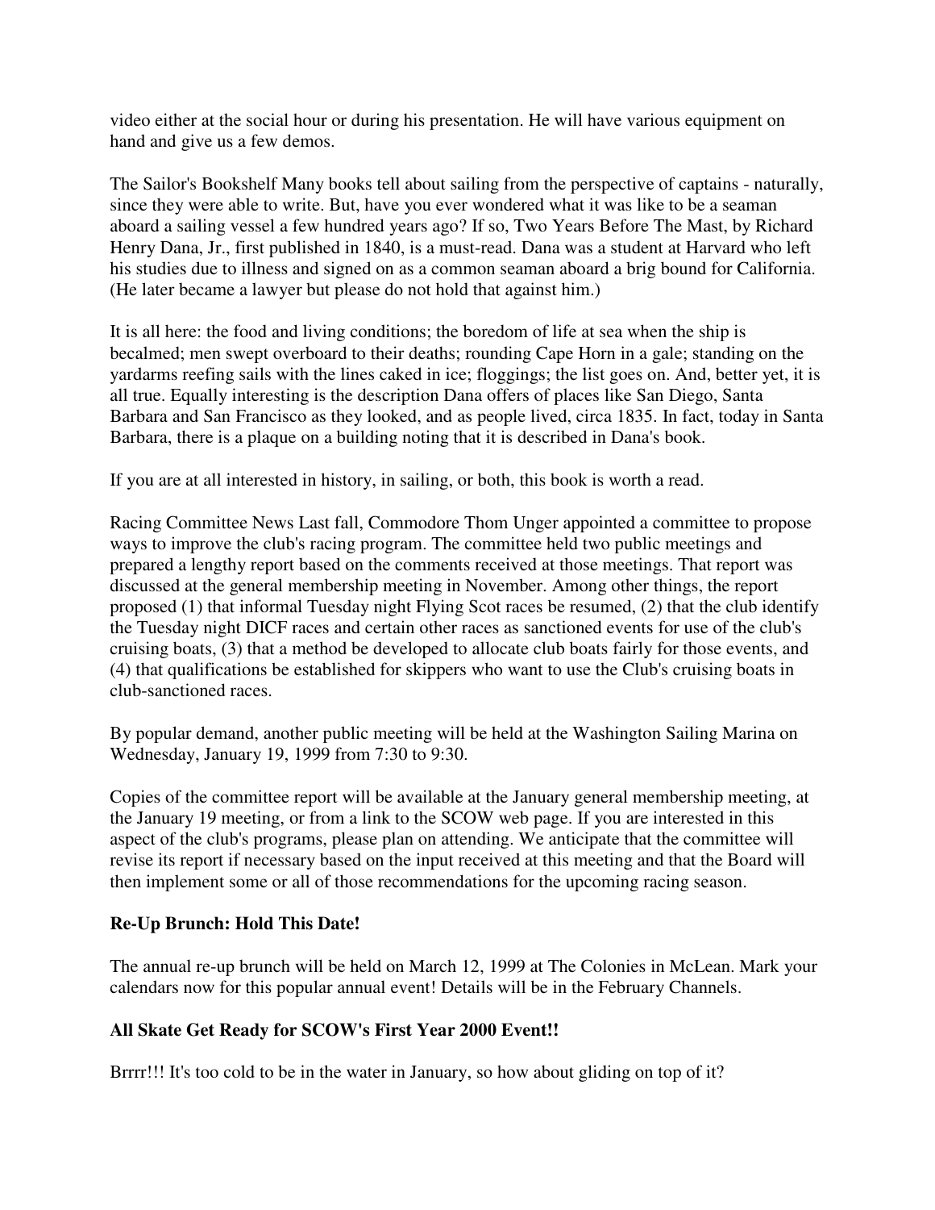video either at the social hour or during his presentation. He will have various equipment on hand and give us a few demos.

The Sailor's Bookshelf Many books tell about sailing from the perspective of captains - naturally, since they were able to write. But, have you ever wondered what it was like to be a seaman aboard a sailing vessel a few hundred years ago? If so, Two Years Before The Mast, by Richard Henry Dana, Jr., first published in 1840, is a must-read. Dana was a student at Harvard who left his studies due to illness and signed on as a common seaman aboard a brig bound for California. (He later became a lawyer but please do not hold that against him.)

It is all here: the food and living conditions; the boredom of life at sea when the ship is becalmed; men swept overboard to their deaths; rounding Cape Horn in a gale; standing on the yardarms reefing sails with the lines caked in ice; floggings; the list goes on. And, better yet, it is all true. Equally interesting is the description Dana offers of places like San Diego, Santa Barbara and San Francisco as they looked, and as people lived, circa 1835. In fact, today in Santa Barbara, there is a plaque on a building noting that it is described in Dana's book.

If you are at all interested in history, in sailing, or both, this book is worth a read.

Racing Committee News Last fall, Commodore Thom Unger appointed a committee to propose ways to improve the club's racing program. The committee held two public meetings and prepared a lengthy report based on the comments received at those meetings. That report was discussed at the general membership meeting in November. Among other things, the report proposed (1) that informal Tuesday night Flying Scot races be resumed, (2) that the club identify the Tuesday night DICF races and certain other races as sanctioned events for use of the club's cruising boats, (3) that a method be developed to allocate club boats fairly for those events, and (4) that qualifications be established for skippers who want to use the Club's cruising boats in club-sanctioned races.

By popular demand, another public meeting will be held at the Washington Sailing Marina on Wednesday, January 19, 1999 from 7:30 to 9:30.

Copies of the committee report will be available at the January general membership meeting, at the January 19 meeting, or from a link to the SCOW web page. If you are interested in this aspect of the club's programs, please plan on attending. We anticipate that the committee will revise its report if necessary based on the input received at this meeting and that the Board will then implement some or all of those recommendations for the upcoming racing season.

**Re-Up Brunch: Hold This Date!**

The annual re-up brunch will be held on March 12, 1999 at The Colonies in McLean. Mark your calendars now for this popular annual event! Details will be in the February Channels.

**All Skate Get Ready for SCOW's First Year 2000 Event!!**

Brrrr!!! It's too cold to be in the water in January, so how about gliding on top of it?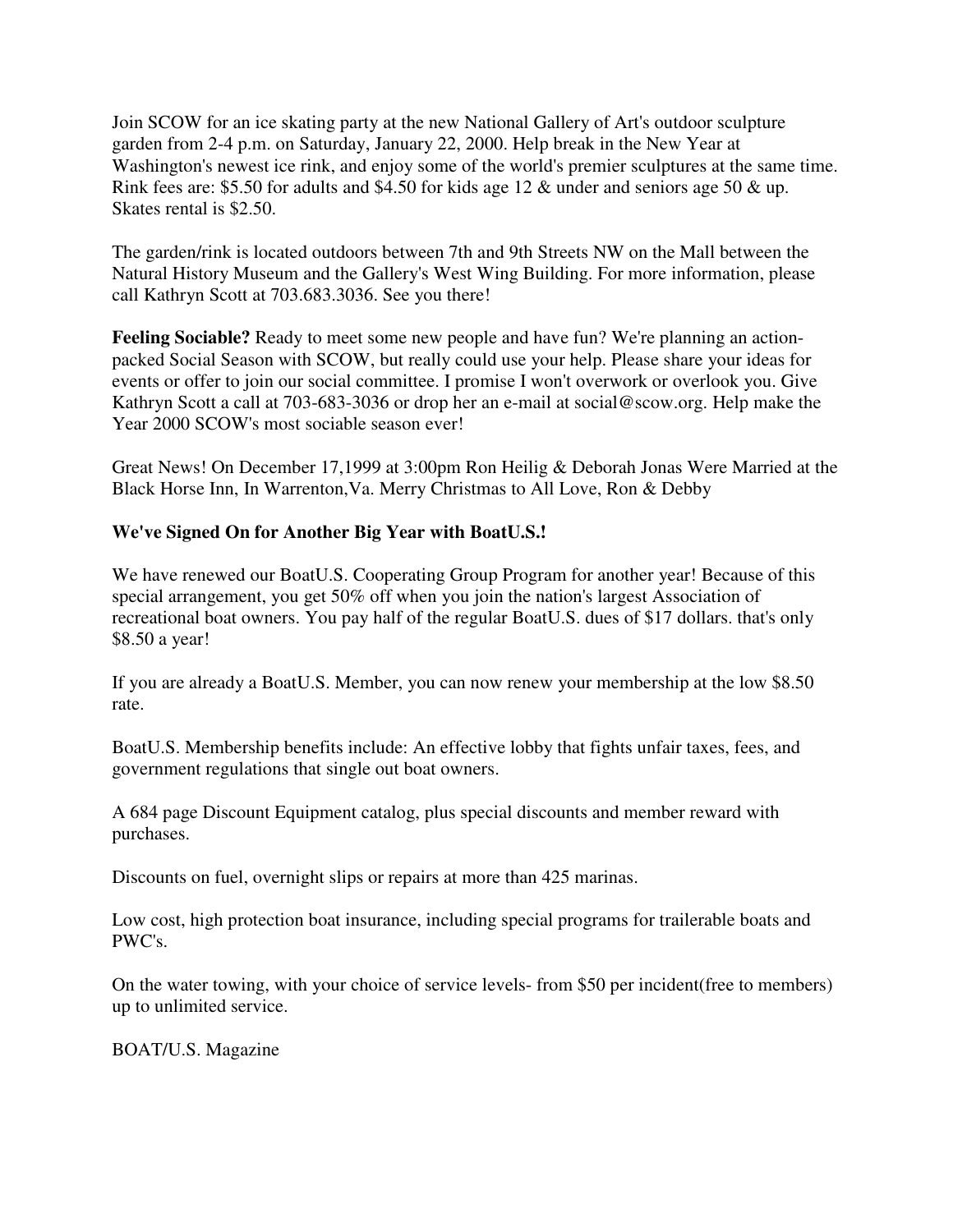Join SCOW for an ice skating party at the new National Gallery of Art's outdoor sculpture garden from 2-4 p.m. on Saturday, January 22, 2000. Help break in the New Year at Washington's newest ice rink, and enjoy some of the world's premier sculptures at the same time. Rink fees are: $5.50 for adults and $4.50 for kids age 12 & under and seniors age 50 & up. Skates rental is $2.50.

The garden/rink is located outdoors between 7th and 9th Streets NW on the Mall between the Natural History Museum and the Gallery's West Wing Building. For more information, please call Kathryn Scott at 703.683.3036. See you there!

**Feeling Sociable?** Ready to meet some new people and have fun? We're planning an action-packed Social Season with SCOW, but really could use your help. Please share your ideas for events or offer to join our social committee. I promise I won't overwork or overlook you. Give Kathryn Scott a call at 703-683-3036 or drop her an e-mail at social@scow.org. Help make the Year 2000 SCOW's most sociable season ever!

Great News! On December 17,1999 at 3:00pm Ron Heilig & Deborah Jonas Were Married at the Black Horse Inn, In Warrenton,Va. Merry Christmas to All Love, Ron & Debby

**We've Signed On for Another Big Year with BoatU.S.!**

We have renewed our BoatU.S. Cooperating Group Program for another year! Because of this special arrangement, you get 50% off when you join the nation's largest Association of recreational boat owners. You pay half of the regular BoatU.S. dues of $17 dollars. that's only $8.50 a year!

If you are already a BoatU.S. Member, you can now renew your membership at the low $8.50 rate.

BoatU.S. Membership benefits include: An effective lobby that fights unfair taxes, fees, and government regulations that single out boat owners.

A 684 page Discount Equipment catalog, plus special discounts and member reward with purchases.

Discounts on fuel, overnight slips or repairs at more than 425 marinas.

Low cost, high protection boat insurance, including special programs for trailerable boats and PWC's.

On the water towing, with your choice of service levels- from $50 per incident(free to members) up to unlimited service.

BOAT/U.S. Magazine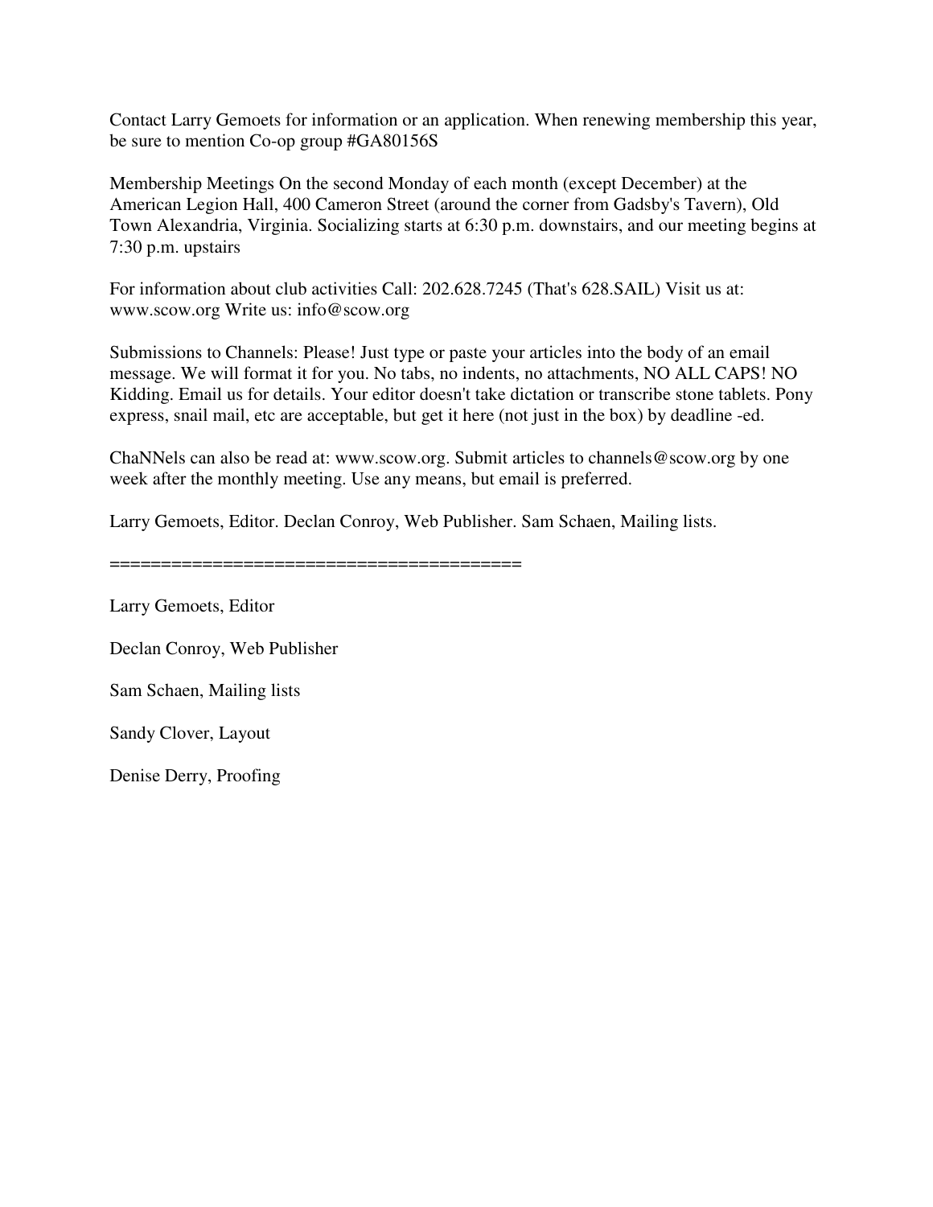Contact Larry Gemoets for information or an application. When renewing membership this year, be sure to mention Co-op group #GA80156S

Membership Meetings On the second Monday of each month (except December) at the American Legion Hall, 400 Cameron Street (around the corner from Gadsby's Tavern), Old Town Alexandria, Virginia. Socializing starts at 6:30 p.m. downstairs, and our meeting begins at 7:30 p.m. upstairs

For information about club activities Call: 202.628.7245 (That's 628.SAIL) Visit us at: www.scow.org Write us: info@scow.org

Submissions to Channels: Please! Just type or paste your articles into the body of an email message. We will format it for you. No tabs, no indents, no attachments, NO ALL CAPS! NO Kidding. Email us for details. Your editor doesn't take dictation or transcribe stone tablets. Pony express, snail mail, etc are acceptable, but get it here (not just in the box) by deadline -ed.

ChaNNels can also be read at: www.scow.org. Submit articles to channels@scow.org by one week after the monthly meeting. Use any means, but email is preferred.

Larry Gemoets, Editor. Declan Conroy, Web Publisher. Sam Schaen, Mailing lists.

========================================

Larry Gemoets, Editor

Declan Conroy, Web Publisher

Sam Schaen, Mailing lists

Sandy Clover, Layout

Denise Derry, Proofing